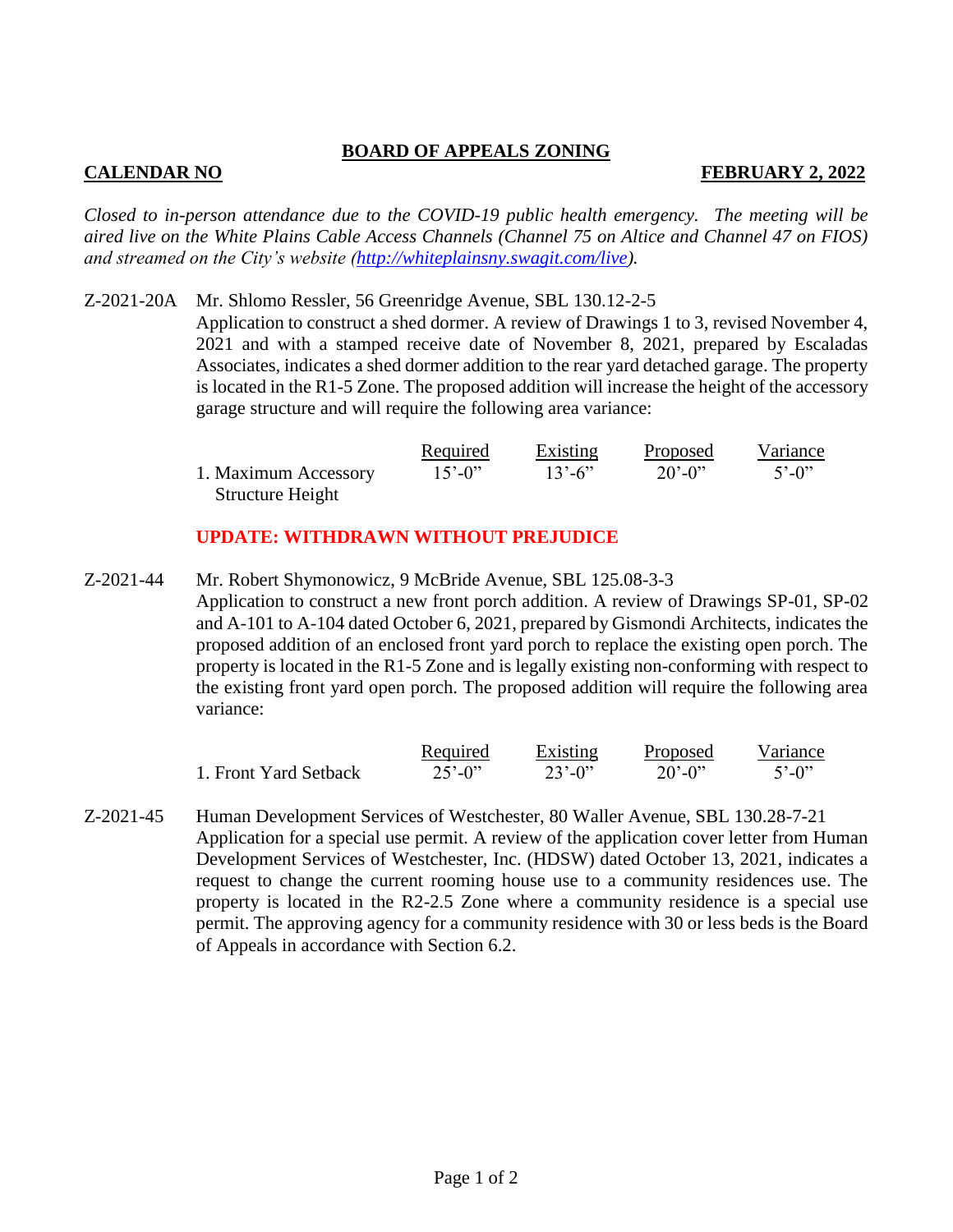# BOARD OF APPEALS ZONING

**CALENDAR NO** **FEBRUARY 2, 2022**

*Closed to in-person attendance due to the COVID-19 public health emergency. The meeting will be aired live on the White Plains Cable Access Channels (Channel 75 on Altice and Channel 47 on FIOS) and streamed on the City's website (http://whiteplainsny.swagit.com/live).*

Z-2021-20A Mr. Shlomo Ressler, 56 Greenridge Avenue, SBL 130.12-2-5

Application to construct a shed dormer. A review of Drawings 1 to 3, revised November 4, 2021 and with a stamped receive date of November 8, 2021, prepared by Escaladas Associates, indicates a shed dormer addition to the rear yard detached garage. The property is located in the R1-5 Zone. The proposed addition will increase the height of the accessory garage structure and will require the following area variance:

| | Required | Existing | Proposed | Variance |
|---|---|---|---|---|
| 1. Maximum Accessory Structure Height | 15'-0" | 13'-6" | 20'-0" | 5'-0" |

**UPDATE: WITHDRAWN WITHOUT PREJUDICE**

Z-2021-44 Mr. Robert Shymonowicz, 9 McBride Avenue, SBL 125.08-3-3

Application to construct a new front porch addition. A review of Drawings SP-01, SP-02 and A-101 to A-104 dated October 6, 2021, prepared by Gismondi Architects, indicates the proposed addition of an enclosed front yard porch to replace the existing open porch. The property is located in the R1-5 Zone and is legally existing non-conforming with respect to the existing front yard open porch. The proposed addition will require the following area variance:

| | Required | Existing | Proposed | Variance |
|---|---|---|---|---|
| 1. Front Yard Setback | 25'-0" | 23'-0" | 20'-0" | 5'-0" |

Z-2021-45 Human Development Services of Westchester, 80 Waller Avenue, SBL 130.28-7-21

Application for a special use permit. A review of the application cover letter from Human Development Services of Westchester, Inc. (HDSW) dated October 13, 2021, indicates a request to change the current rooming house use to a community residences use. The property is located in the R2-2.5 Zone where a community residence is a special use permit. The approving agency for a community residence with 30 or less beds is the Board of Appeals in accordance with Section 6.2.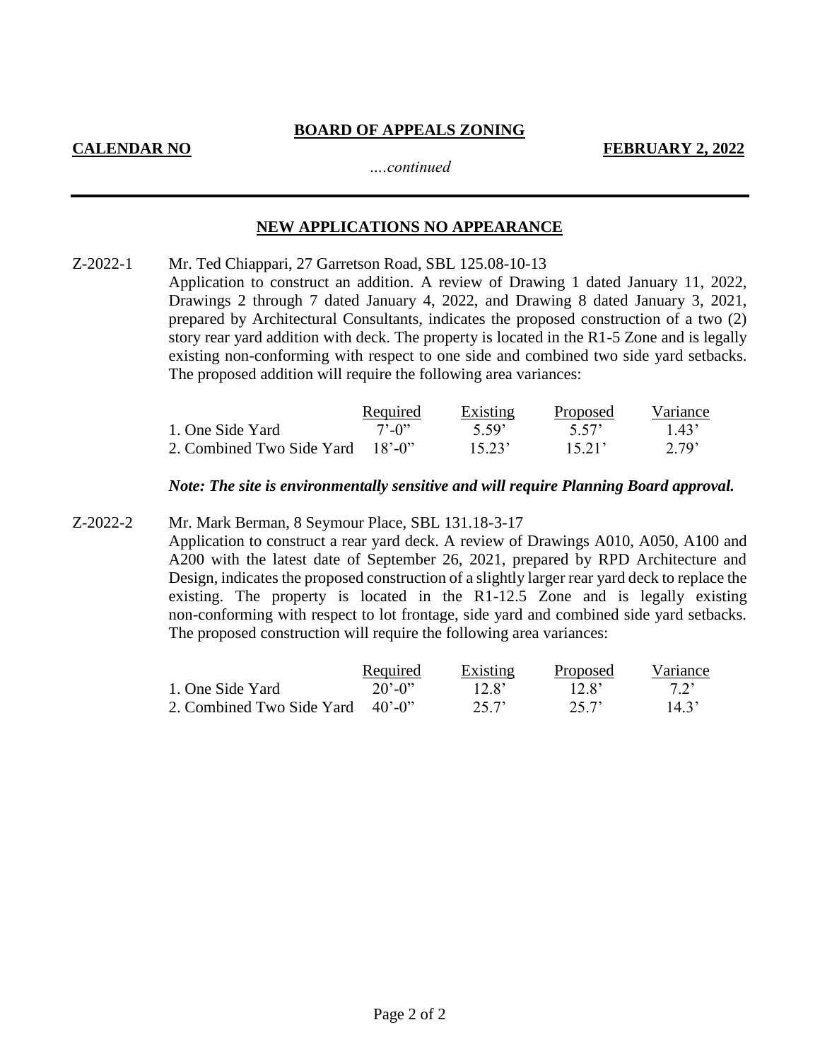**BOARD OF APPEALS ZONING**

**CALENDAR NO** **FEBRUARY 2, 2022**

*....continued*

---

## NEW APPLICATIONS NO APPEARANCE

Z-2022-1 Mr. Ted Chiappari, 27 Garretson Road, SBL 125.08-10-13
Application to construct an addition. A review of Drawing 1 dated January 11, 2022, Drawings 2 through 7 dated January 4, 2022, and Drawing 8 dated January 3, 2021, prepared by Architectural Consultants, indicates the proposed construction of a two (2) story rear yard addition with deck. The property is located in the R1-5 Zone and is legally existing non-conforming with respect to one side and combined two side yard setbacks. The proposed addition will require the following area variances:

| | Required | Existing | Proposed | Variance |
|---|---|---|---|---|
| 1. One Side Yard | 7'-0" | 5.59' | 5.57' | 1.43' |
| 2. Combined Two Side Yard | 18'-0" | 15.23' | 15.21' | 2.79' |

***Note: The site is environmentally sensitive and will require Planning Board approval.***

Z-2022-2 Mr. Mark Berman, 8 Seymour Place, SBL 131.18-3-17
Application to construct a rear yard deck. A review of Drawings A010, A050, A100 and A200 with the latest date of September 26, 2021, prepared by RPD Architecture and Design, indicates the proposed construction of a slightly larger rear yard deck to replace the existing. The property is located in the R1-12.5 Zone and is legally existing non-conforming with respect to lot frontage, side yard and combined side yard setbacks. The proposed construction will require the following area variances:

| | Required | Existing | Proposed | Variance |
|---|---|---|---|---|
| 1. One Side Yard | 20'-0" | 12.8' | 12.8' | 7.2' |
| 2. Combined Two Side Yard | 40'-0" | 25.7' | 25.7' | 14.3' |